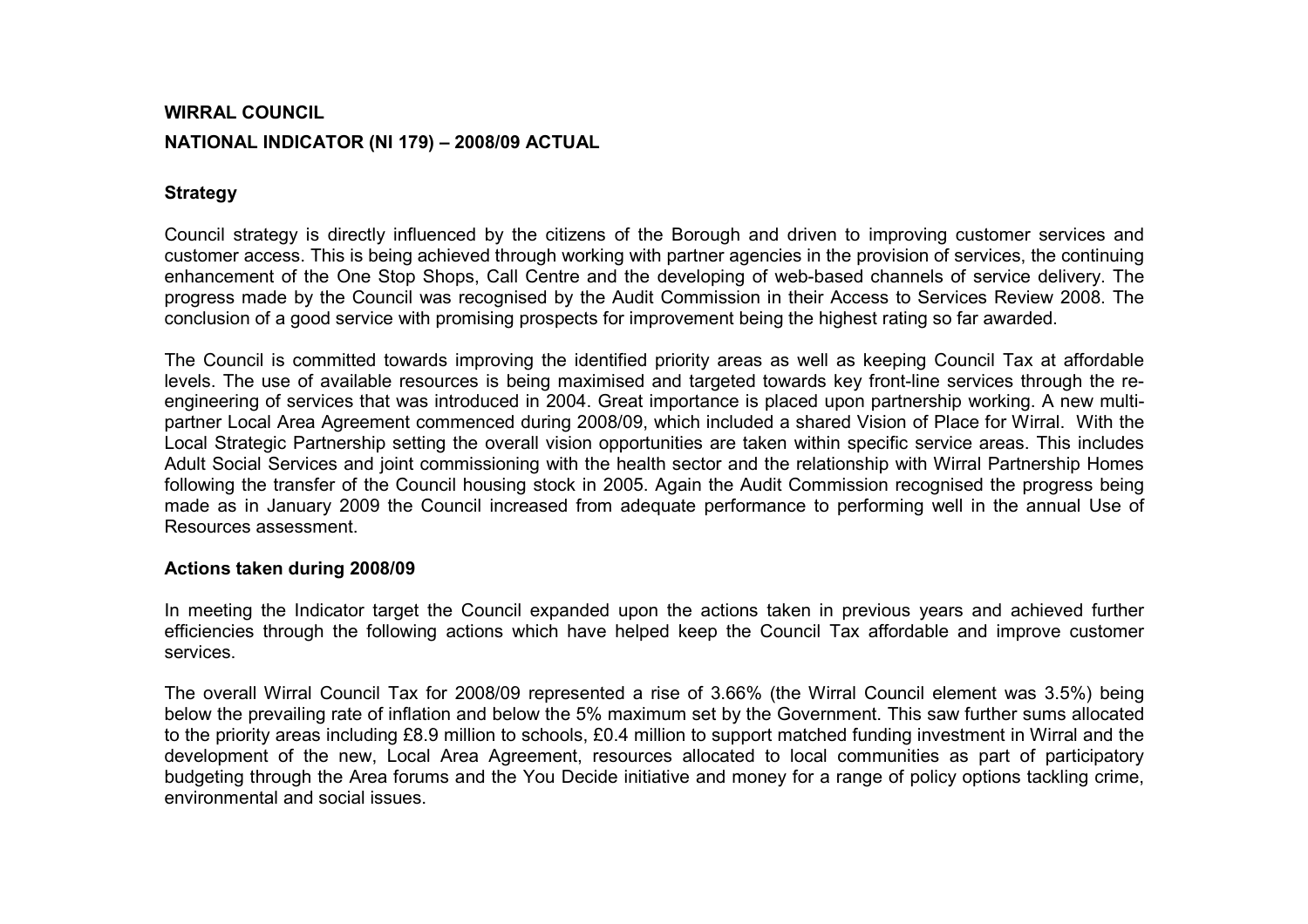**WIRRAL COUNCIL**

**NATIONAL INDICATOR (NI 179) – 2008/09 ACTUAL**

**Strategy**

Council strategy is directly influenced by the citizens of the Borough and driven to improving customer services and customer access. This is being achieved through working with partner agencies in the provision of services, the continuing enhancement of the One Stop Shops, Call Centre and the developing of web-based channels of service delivery. The progress made by the Council was recognised by the Audit Commission in their Access to Services Review 2008. The conclusion of a good service with promising prospects for improvement being the highest rating so far awarded.

The Council is committed towards improving the identified priority areas as well as keeping Council Tax at affordable levels. The use of available resources is being maximised and targeted towards key front-line services through the re-engineering of services that was introduced in 2004. Great importance is placed upon partnership working. A new multi-partner Local Area Agreement commenced during 2008/09, which included a shared Vision of Place for Wirral. With the Local Strategic Partnership setting the overall vision opportunities are taken within specific service areas. This includes Adult Social Services and joint commissioning with the health sector and the relationship with Wirral Partnership Homes following the transfer of the Council housing stock in 2005. Again the Audit Commission recognised the progress being made as in January 2009 the Council increased from adequate performance to performing well in the annual Use of Resources assessment.

**Actions taken during 2008/09**

In meeting the Indicator target the Council expanded upon the actions taken in previous years and achieved further efficiencies through the following actions which have helped keep the Council Tax affordable and improve customer services.

The overall Wirral Council Tax for 2008/09 represented a rise of 3.66% (the Wirral Council element was 3.5%) being below the prevailing rate of inflation and below the 5% maximum set by the Government. This saw further sums allocated to the priority areas including £8.9 million to schools, £0.4 million to support matched funding investment in Wirral and the development of the new, Local Area Agreement, resources allocated to local communities as part of participatory budgeting through the Area forums and the You Decide initiative and money for a range of policy options tackling crime, environmental and social issues.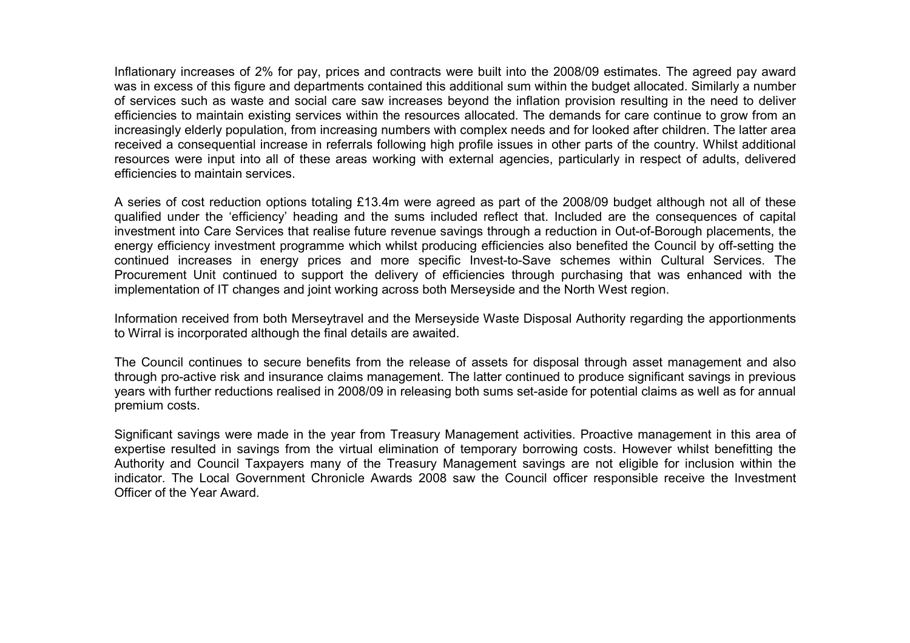Inflationary increases of 2% for pay, prices and contracts were built into the 2008/09 estimates. The agreed pay award was in excess of this figure and departments contained this additional sum within the budget allocated. Similarly a number of services such as waste and social care saw increases beyond the inflation provision resulting in the need to deliver efficiencies to maintain existing services within the resources allocated. The demands for care continue to grow from an increasingly elderly population, from increasing numbers with complex needs and for looked after children. The latter area received a consequential increase in referrals following high profile issues in other parts of the country. Whilst additional resources were input into all of these areas working with external agencies, particularly in respect of adults, delivered efficiencies to maintain services.

A series of cost reduction options totaling £13.4m were agreed as part of the 2008/09 budget although not all of these qualified under the 'efficiency' heading and the sums included reflect that. Included are the consequences of capital investment into Care Services that realise future revenue savings through a reduction in Out-of-Borough placements, the energy efficiency investment programme which whilst producing efficiencies also benefited the Council by off-setting the continued increases in energy prices and more specific Invest-to-Save schemes within Cultural Services. The Procurement Unit continued to support the delivery of efficiencies through purchasing that was enhanced with the implementation of IT changes and joint working across both Merseyside and the North West region.

Information received from both Merseytravel and the Merseyside Waste Disposal Authority regarding the apportionments to Wirral is incorporated although the final details are awaited.

The Council continues to secure benefits from the release of assets for disposal through asset management and also through pro-active risk and insurance claims management. The latter continued to produce significant savings in previous years with further reductions realised in 2008/09 in releasing both sums set-aside for potential claims as well as for annual premium costs.

Significant savings were made in the year from Treasury Management activities. Proactive management in this area of expertise resulted in savings from the virtual elimination of temporary borrowing costs. However whilst benefitting the Authority and Council Taxpayers many of the Treasury Management savings are not eligible for inclusion within the indicator. The Local Government Chronicle Awards 2008 saw the Council officer responsible receive the Investment Officer of the Year Award.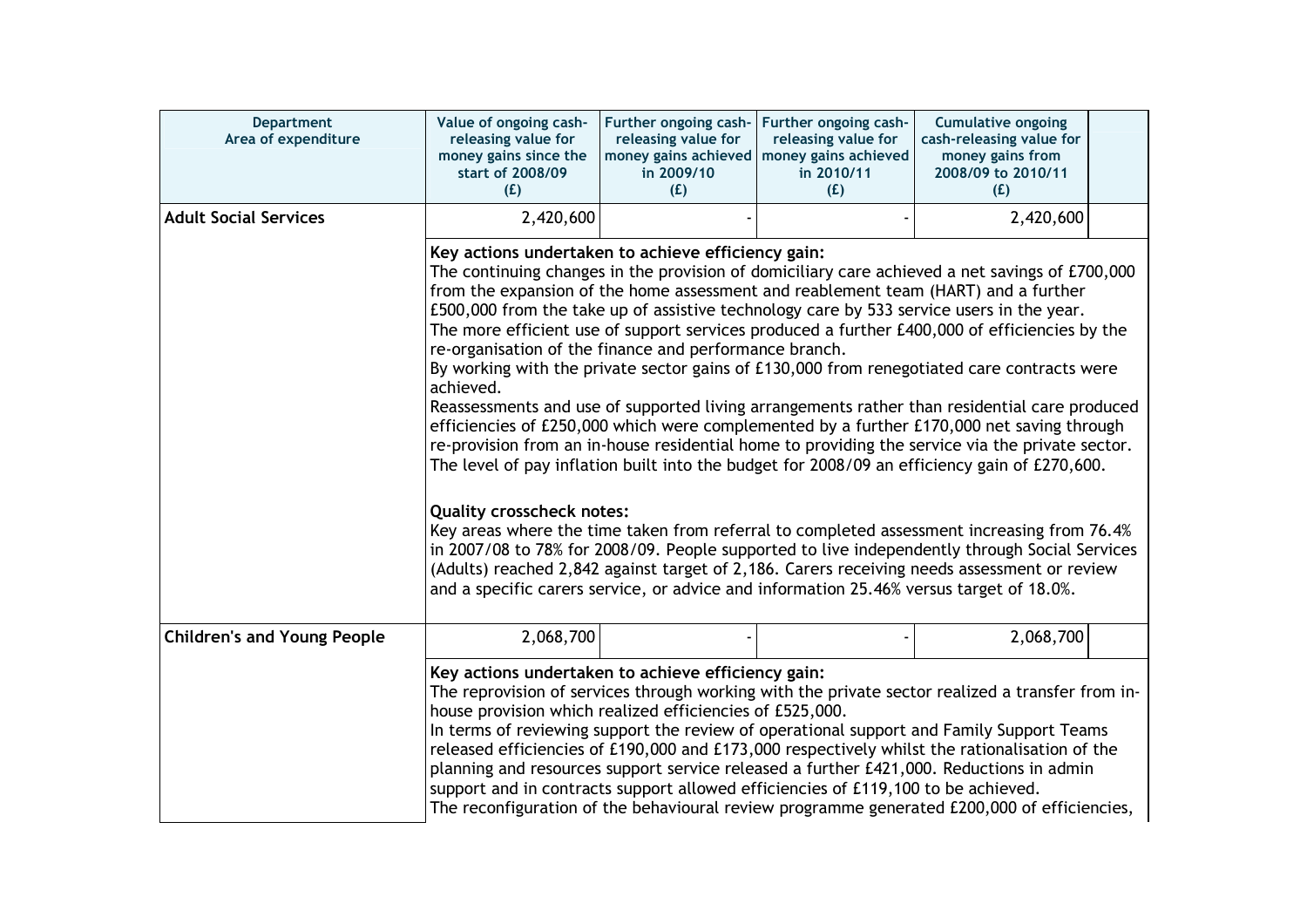| Department<br>Area of expenditure | Value of ongoing cash-releasing value for money gains since the start of 2008/09<br>(£) | Further ongoing cash-releasing value for money gains achieved in 2009/10<br>(£) | Further ongoing cash-releasing value for money gains achieved in 2010/11<br>(£) | Cumulative ongoing cash-releasing value for money gains from 2008/09 to 2010/11<br>(£) | |
|---|---|---|---|---|---|
| **Adult Social Services** | 2,420,600 | - | - | 2,420,600 | |
| | **Key actions undertaken to achieve efficiency gain:**<br>The continuing changes in the provision of domiciliary care achieved a net savings of £700,000 from the expansion of the home assessment and reablement team (HART) and a further £500,000 from the take up of assistive technology care by 533 service users in the year.<br>The more efficient use of support services produced a further £400,000 of efficiencies by the re-organisation of the finance and performance branch.<br>By working with the private sector gains of £130,000 from renegotiated care contracts were achieved.<br>Reassessments and use of supported living arrangements rather than residential care produced efficiencies of £250,000 which were complemented by a further £170,000 net saving through re-provision from an in-house residential home to providing the service via the private sector.<br>The level of pay inflation built into the budget for 2008/09 an efficiency gain of £270,600.<br><br>**Quality crosscheck notes:**<br>Key areas where the time taken from referral to completed assessment increasing from 76.4% in 2007/08 to 78% for 2008/09. People supported to live independently through Social Services (Adults) reached 2,842 against target of 2,186. Carers receiving needs assessment or review and a specific carers service, or advice and information 25.46% versus target of 18.0%. | | | | |
| **Children's and Young People** | 2,068,700 | - | - | 2,068,700 | |
| | **Key actions undertaken to achieve efficiency gain:**<br>The reprovision of services through working with the private sector realized a transfer from in-house provision which realized efficiencies of £525,000.<br>In terms of reviewing support the review of operational support and Family Support Teams released efficiencies of £190,000 and £173,000 respectively whilst the rationalisation of the planning and resources support service released a further £421,000. Reductions in admin support and in contracts support allowed efficiencies of £119,100 to be achieved.<br>The reconfiguration of the behavioural review programme generated £200,000 of efficiencies, | | | | |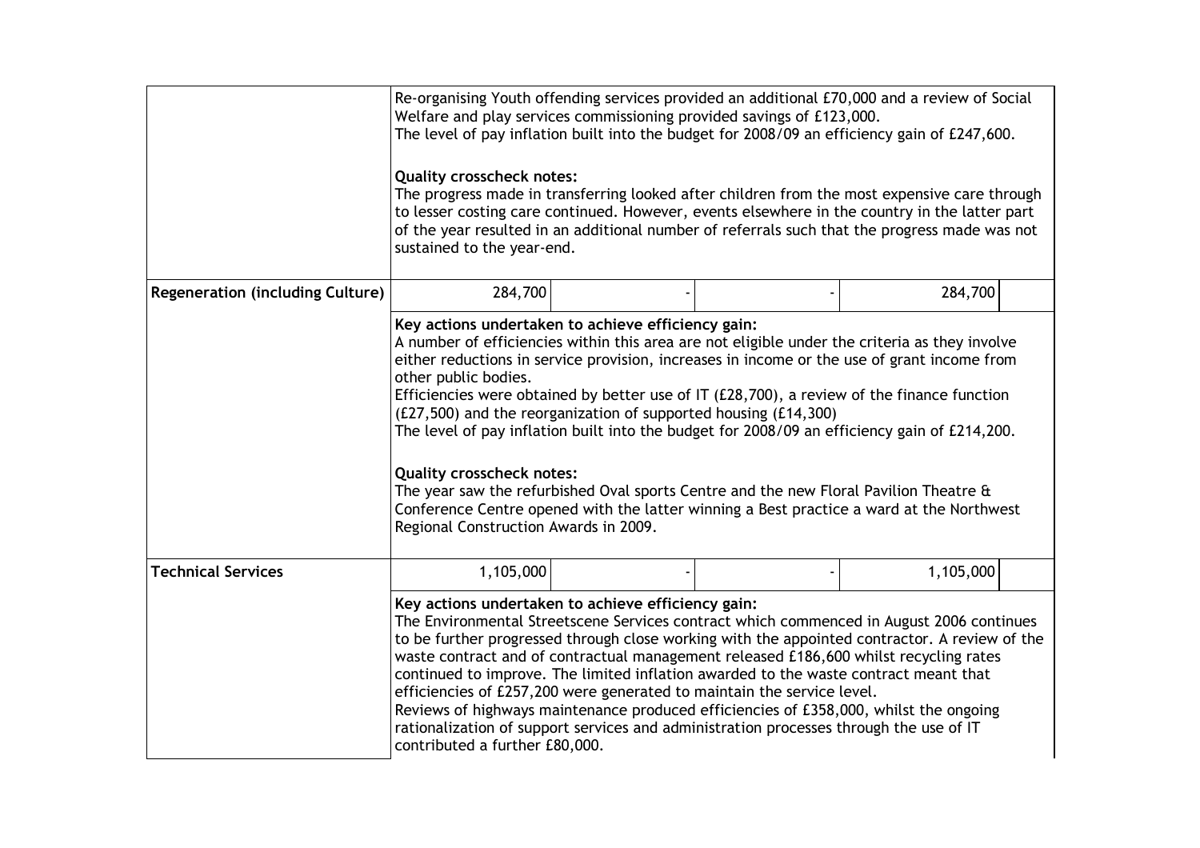| | | | | | |
|---|---|---|---|---|---|
| | Re-organising Youth offending services provided an additional £70,000 and a review of Social Welfare and play services commissioning provided savings of £123,000.<br>The level of pay inflation built into the budget for 2008/09 an efficiency gain of £247,600.<br><br>**Quality crosscheck notes:**<br>The progress made in transferring looked after children from the most expensive care through to lesser costing care continued. However, events elsewhere in the country in the latter part of the year resulted in an additional number of referrals such that the progress made was not sustained to the year-end. | | | | |
| **Regeneration (including Culture)** | 284,700 | - | - | 284,700 | |
| | **Key actions undertaken to achieve efficiency gain:**<br>A number of efficiencies within this area are not eligible under the criteria as they involve either reductions in service provision, increases in income or the use of grant income from other public bodies.<br>Efficiencies were obtained by better use of IT (£28,700), a review of the finance function (£27,500) and the reorganization of supported housing (£14,300)<br>The level of pay inflation built into the budget for 2008/09 an efficiency gain of £214,200.<br><br>**Quality crosscheck notes:**<br>The year saw the refurbished Oval sports Centre and the new Floral Pavilion Theatre & Conference Centre opened with the latter winning a Best practice a ward at the Northwest Regional Construction Awards in 2009. | | | | |
| **Technical Services** | 1,105,000 | - | - | 1,105,000 | |
| | **Key actions undertaken to achieve efficiency gain:**<br>The Environmental Streetscene Services contract which commenced in August 2006 continues to be further progressed through close working with the appointed contractor. A review of the waste contract and of contractual management released £186,600 whilst recycling rates continued to improve. The limited inflation awarded to the waste contract meant that efficiencies of £257,200 were generated to maintain the service level.<br>Reviews of highways maintenance produced efficiencies of £358,000, whilst the ongoing rationalization of support services and administration processes through the use of IT contributed a further £80,000. | | | | |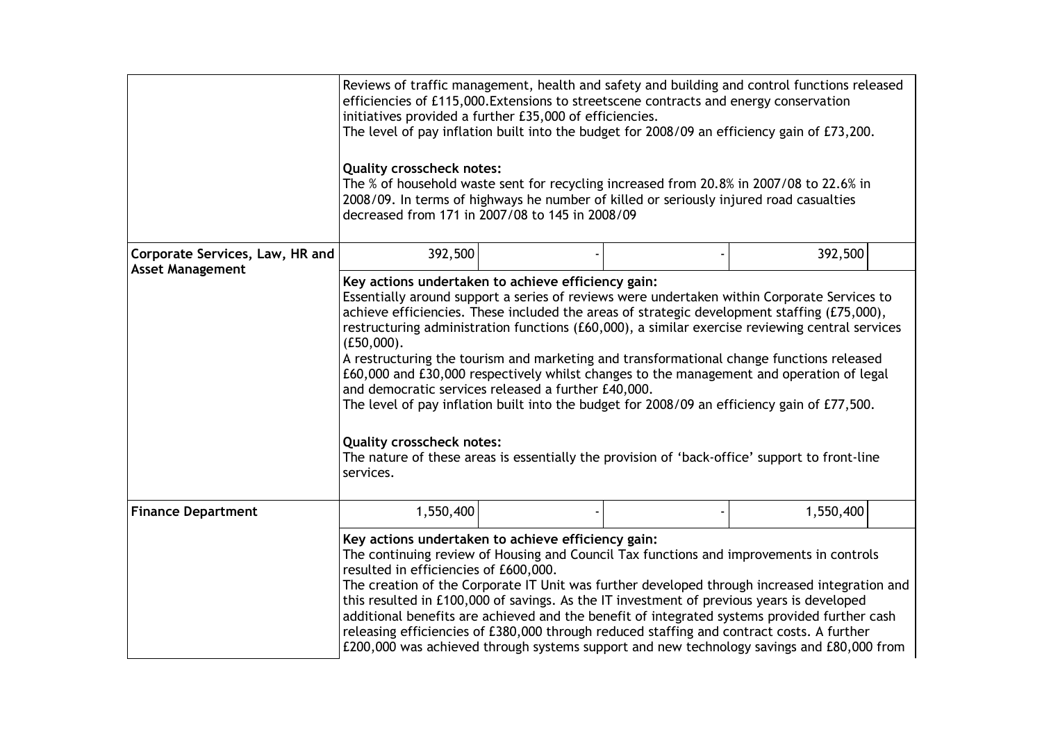| | | | | | |
|---|---|---|---|---|---|
| | Reviews of traffic management, health and safety and building and control functions released efficiencies of £115,000.Extensions to streetscene contracts and energy conservation initiatives provided a further £35,000 of efficiencies.<br>The level of pay inflation built into the budget for 2008/09 an efficiency gain of £73,200.<br><br>**Quality crosscheck notes:**<br>The % of household waste sent for recycling increased from 20.8% in 2007/08 to 22.6% in 2008/09. In terms of highways he number of killed or seriously injured road casualties decreased from 171 in 2007/08 to 145 in 2008/09 | | | | |
| **Corporate Services, Law, HR and Asset Management** | 392,500 | - | - | 392,500 | |
| | **Key actions undertaken to achieve efficiency gain:**<br>Essentially around support a series of reviews were undertaken within Corporate Services to achieve efficiencies. These included the areas of strategic development staffing (£75,000), restructuring administration functions (£60,000), a similar exercise reviewing central services (£50,000).<br>A restructuring the tourism and marketing and transformational change functions released £60,000 and £30,000 respectively whilst changes to the management and operation of legal and democratic services released a further £40,000.<br>The level of pay inflation built into the budget for 2008/09 an efficiency gain of £77,500.<br><br>**Quality crosscheck notes:**<br>The nature of these areas is essentially the provision of 'back-office' support to front-line services. | | | | |
| **Finance Department** | 1,550,400 | - | - | 1,550,400 | |
| | **Key actions undertaken to achieve efficiency gain:**<br>The continuing review of Housing and Council Tax functions and improvements in controls resulted in efficiencies of £600,000.<br>The creation of the Corporate IT Unit was further developed through increased integration and this resulted in £100,000 of savings. As the IT investment of previous years is developed additional benefits are achieved and the benefit of integrated systems provided further cash releasing efficiencies of £380,000 through reduced staffing and contract costs. A further £200,000 was achieved through systems support and new technology savings and £80,000 from | | | | |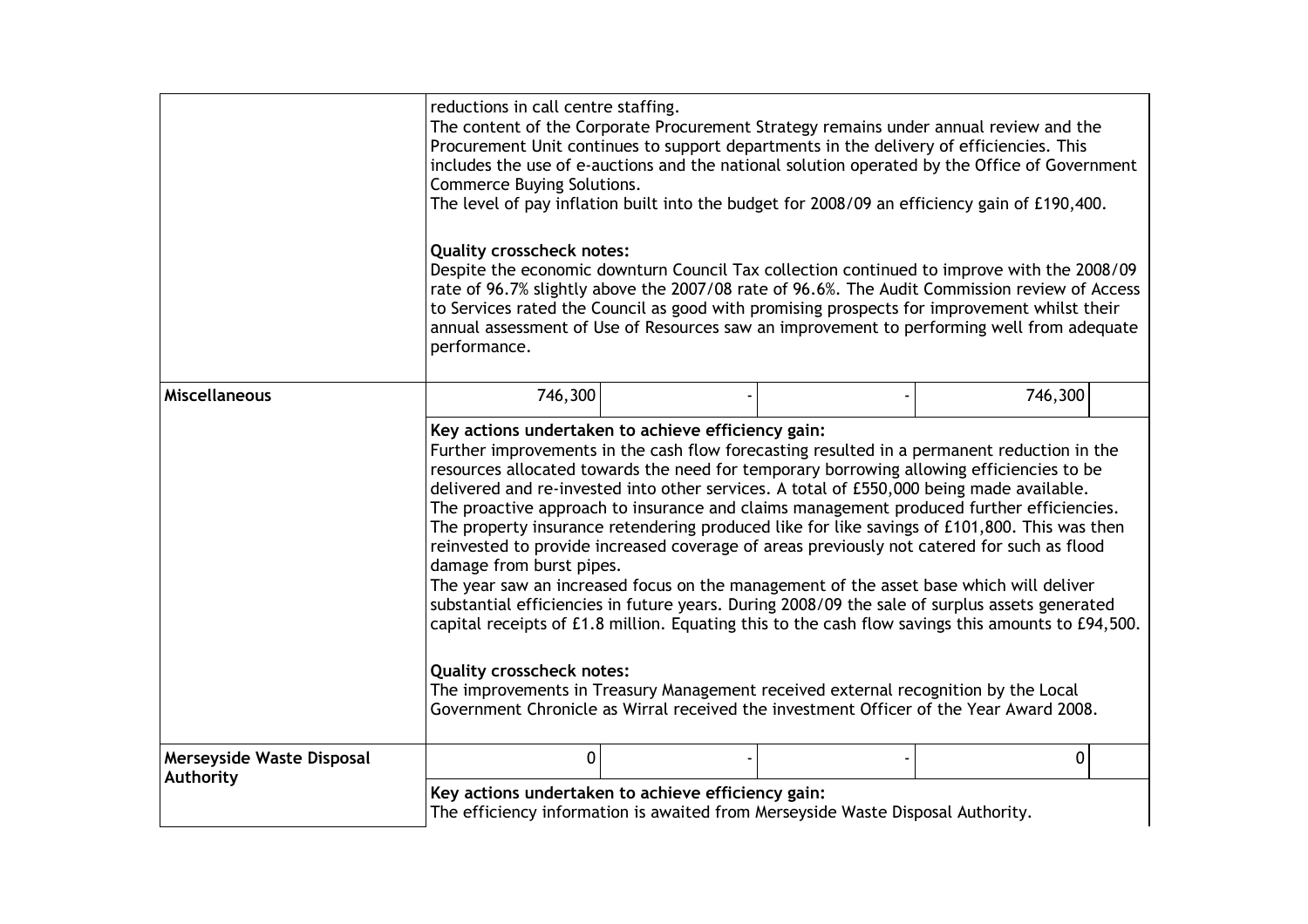| | | | | | |
|---|---|---|---|---|---|
| | reductions in call centre staffing.<br>The content of the Corporate Procurement Strategy remains under annual review and the Procurement Unit continues to support departments in the delivery of efficiencies. This includes the use of e-auctions and the national solution operated by the Office of Government Commerce Buying Solutions.<br>The level of pay inflation built into the budget for 2008/09 an efficiency gain of £190,400.<br><br>**Quality crosscheck notes:**<br>Despite the economic downturn Council Tax collection continued to improve with the 2008/09 rate of 96.7% slightly above the 2007/08 rate of 96.6%. The Audit Commission review of Access to Services rated the Council as good with promising prospects for improvement whilst their annual assessment of Use of Resources saw an improvement to performing well from adequate performance. | | | | |
| **Miscellaneous** | 746,300 | - | - | 746,300 | |
| | **Key actions undertaken to achieve efficiency gain:**<br>Further improvements in the cash flow forecasting resulted in a permanent reduction in the resources allocated towards the need for temporary borrowing allowing efficiencies to be delivered and re-invested into other services. A total of £550,000 being made available.<br>The proactive approach to insurance and claims management produced further efficiencies. The property insurance retendering produced like for like savings of £101,800. This was then reinvested to provide increased coverage of areas previously not catered for such as flood damage from burst pipes.<br>The year saw an increased focus on the management of the asset base which will deliver substantial efficiencies in future years. During 2008/09 the sale of surplus assets generated capital receipts of £1.8 million. Equating this to the cash flow savings this amounts to £94,500.<br><br>**Quality crosscheck notes:**<br>The improvements in Treasury Management received external recognition by the Local Government Chronicle as Wirral received the investment Officer of the Year Award 2008. | | | | |
| **Merseyside Waste Disposal Authority** | 0 | - | - | 0 | |
| | **Key actions undertaken to achieve efficiency gain:**<br>The efficiency information is awaited from Merseyside Waste Disposal Authority. | | | | |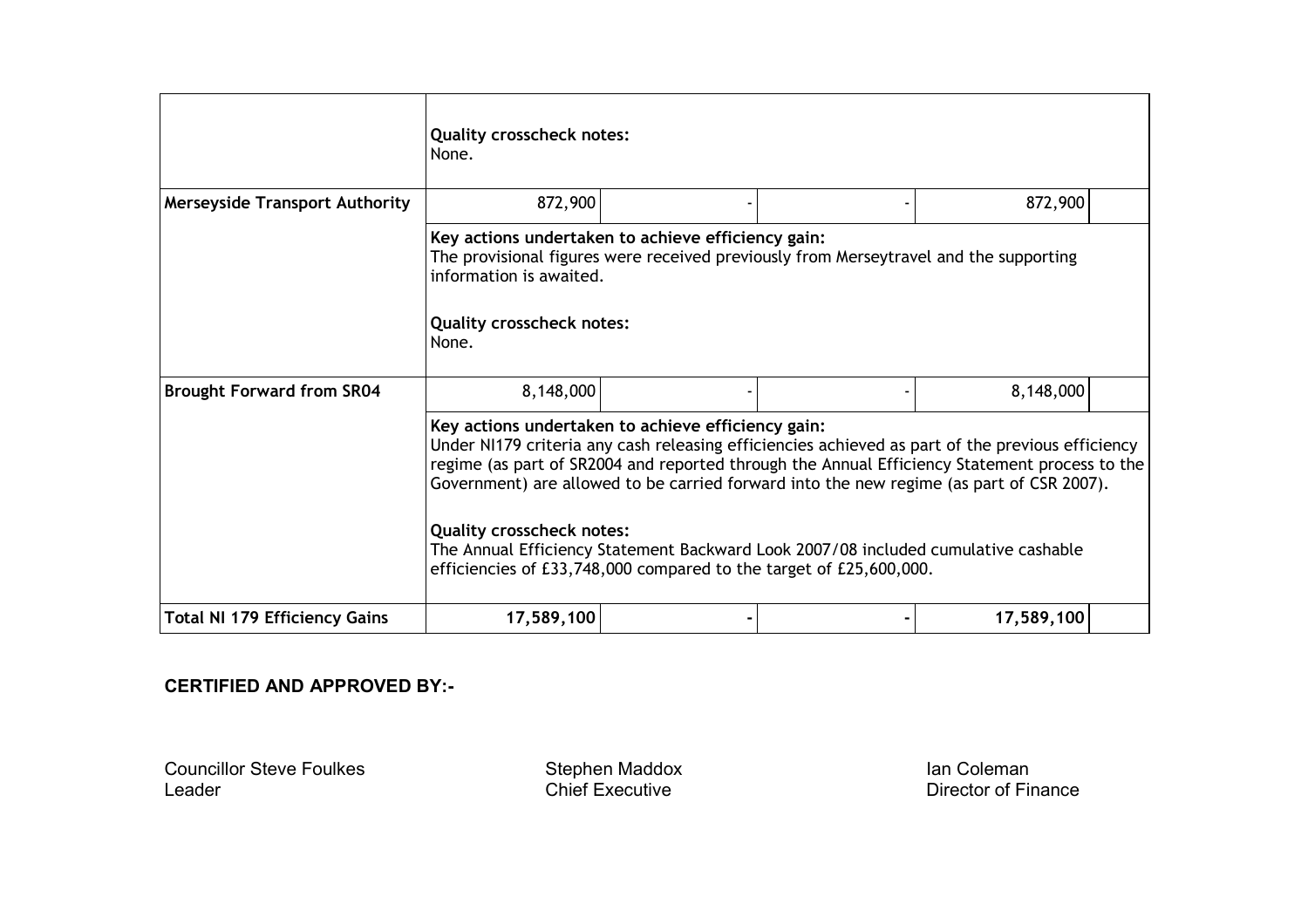| | | | | | |
|---|---|---|---|---|---|
| | **Quality crosscheck notes:** None. | | | | |
| **Merseyside Transport Authority** | 872,900 | - | - | 872,900 | |
| | **Key actions undertaken to achieve efficiency gain:** The provisional figures were received previously from Merseytravel and the supporting information is awaited. **Quality crosscheck notes:** None. | | | | |
| **Brought Forward from SR04** | 8,148,000 | - | - | 8,148,000 | |
| | **Key actions undertaken to achieve efficiency gain:** Under NI179 criteria any cash releasing efficiencies achieved as part of the previous efficiency regime (as part of SR2004 and reported through the Annual Efficiency Statement process to the Government) are allowed to be carried forward into the new regime (as part of CSR 2007). **Quality crosscheck notes:** The Annual Efficiency Statement Backward Look 2007/08 included cumulative cashable efficiencies of £33,748,000 compared to the target of £25,600,000. | | | | |
| **Total NI 179 Efficiency Gains** | **17,589,100** | **-** | **-** | **17,589,100** | |

**CERTIFIED AND APPROVED BY:-**

Councillor Steve Foulkes
Leader

Stephen Maddox
Chief Executive

Ian Coleman
Director of Finance